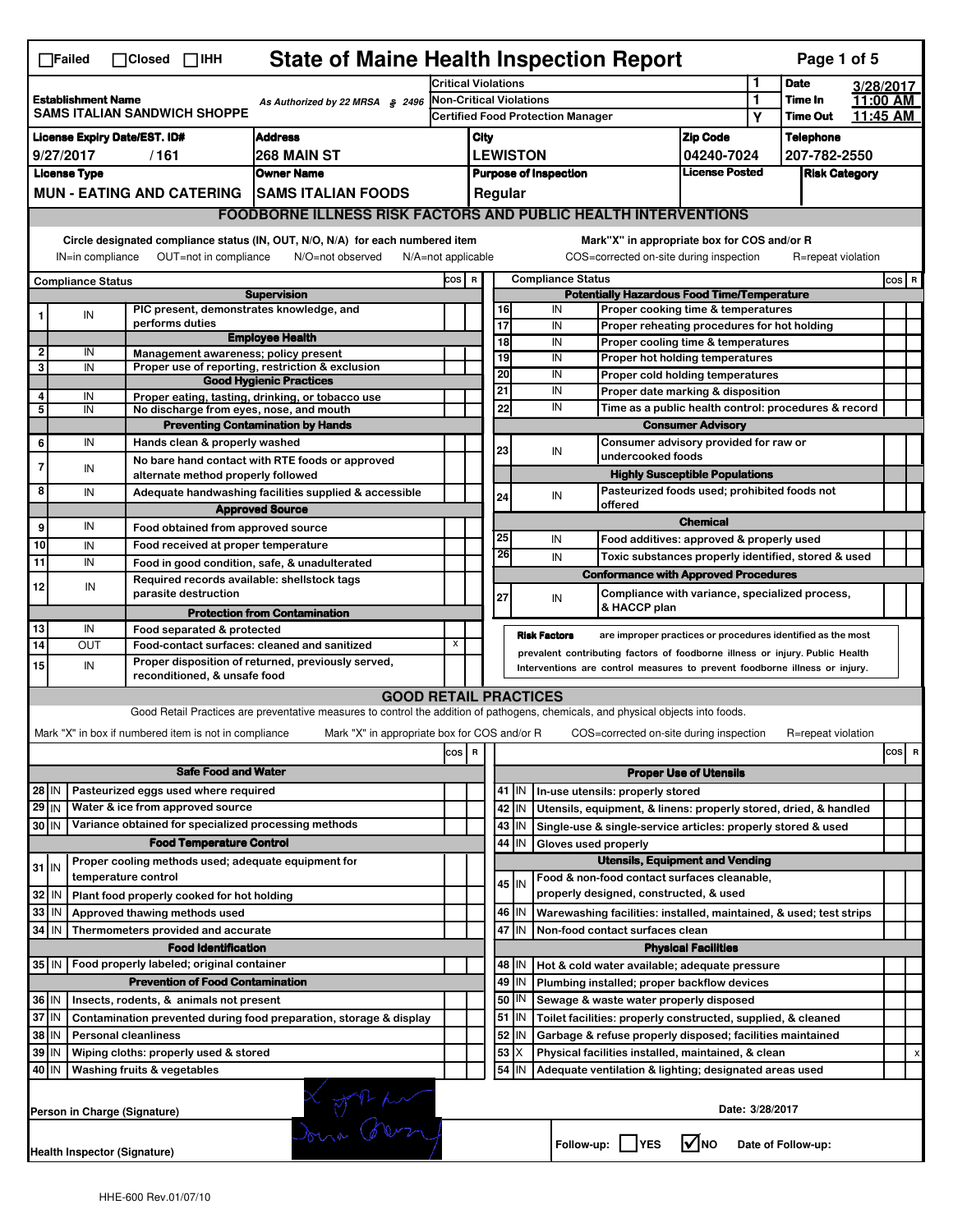☐Failed ☐Closed ☐IHH

# State of Maine Health Inspection Report

| | | | |
|---|---|---|---|
| **Establishment Name** SAMS ITALIAN SANDWICH SHOPPE | As Authorized by 22 MRSA § 2496 | Critical Violations: 1 | **Date** 3/28/2017 |
| | | Non-Critical Violations: 1 | **Time In** 11:00 AM |
| | | Certified Food Protection Manager: Y | **Time Out** 11:45 AM |

| License Expiry Date/EST. ID# | Address | City | Zip Code | Telephone |
|---|---|---|---|---|
| 9/27/2017 / 161 | 268 MAIN ST | LEWISTON | 04240-7024 | 207-782-2550 |
| **License Type** | **Owner Name** | **Purpose of Inspection** | **License Posted** | **Risk Category** |
| MUN - EATING AND CATERING | SAMS ITALIAN FOODS | Regular | | |

## FOODBORNE ILLNESS RISK FACTORS AND PUBLIC HEALTH INTERVENTIONS

Circle designated compliance status (IN, OUT, N/O, N/A) for each numbered item — IN=in compliance OUT=not in compliance N/O=not observed N/A=not applicable

Mark "X" in appropriate box for COS and/or R — COS=corrected on-site during inspection R=repeat violation

| # | Compliance Status | Item | COS | R |
|---|---|---|---|---|
| | | **Supervision** | | |
| 1 | IN | PIC present, demonstrates knowledge, and performs duties | | |
| | | **Employee Health** | | |
| 2 | IN | Management awareness; policy present | | |
| 3 | IN | Proper use of reporting, restriction & exclusion | | |
| | | **Good Hygienic Practices** | | |
| 4 | IN | Proper eating, tasting, drinking, or tobacco use | | |
| 5 | IN | No discharge from eyes, nose, and mouth | | |
| | | **Preventing Contamination by Hands** | | |
| 6 | IN | Hands clean & properly washed | | |
| 7 | IN | No bare hand contact with RTE foods or approved alternate method properly followed | | |
| 8 | IN | Adequate handwashing facilities supplied & accessible | | |
| | | **Approved Source** | | |
| 9 | IN | Food obtained from approved source | | |
| 10 | IN | Food received at proper temperature | | |
| 11 | IN | Food in good condition, safe, & unadulterated | | |
| 12 | IN | Required records available: shellstock tags parasite destruction | | |
| | | **Protection from Contamination** | | |
| 13 | IN | Food separated & protected | | |
| 14 | OUT | Food-contact surfaces: cleaned and sanitized | X | |
| 15 | IN | Proper disposition of returned, previously served, reconditioned, & unsafe food | | |
| | | **Potentially Hazardous Food Time/Temperature** | | |
| 16 | IN | Proper cooking time & temperatures | | |
| 17 | IN | Proper reheating procedures for hot holding | | |
| 18 | IN | Proper cooling time & temperatures | | |
| 19 | IN | Proper hot holding temperatures | | |
| 20 | IN | Proper cold holding temperatures | | |
| 21 | IN | Proper date marking & disposition | | |
| 22 | IN | Time as a public health control: procedures & record | | |
| | | **Consumer Advisory** | | |
| 23 | IN | Consumer advisory provided for raw or undercooked foods | | |
| | | **Highly Susceptible Populations** | | |
| 24 | IN | Pasteurized foods used; prohibited foods not offered | | |
| | | **Chemical** | | |
| 25 | IN | Food additives: approved & properly used | | |
| 26 | IN | Toxic substances properly identified, stored & used | | |
| | | **Conformance with Approved Procedures** | | |
| 27 | IN | Compliance with variance, specialized process, & HACCP plan | | |

**Risk Factors** are improper practices or procedures identified as the most prevalent contributing factors of foodborne illness or injury. Public Health Interventions are control measures to prevent foodborne illness or injury.

## GOOD RETAIL PRACTICES

Good Retail Practices are preventative measures to control the addition of pathogens, chemicals, and physical objects into foods.

Mark "X" in box if numbered item is not in compliance — Mark "X" in appropriate box for COS and/or R — COS=corrected on-site during inspection R=repeat violation

| # | Status | Item | COS | R |
|---|---|---|---|---|
| | | **Safe Food and Water** | | |
| 28 | IN | Pasteurized eggs used where required | | |
| 29 | IN | Water & ice from approved source | | |
| 30 | IN | Variance obtained for specialized processing methods | | |
| | | **Food Temperature Control** | | |
| 31 | IN | Proper cooling methods used; adequate equipment for temperature control | | |
| 32 | IN | Plant food properly cooked for hot holding | | |
| 33 | IN | Approved thawing methods used | | |
| 34 | IN | Thermometers provided and accurate | | |
| | | **Food Identification** | | |
| 35 | IN | Food properly labeled; original container | | |
| | | **Prevention of Food Contamination** | | |
| 36 | IN | Insects, rodents, & animals not present | | |
| 37 | IN | Contamination prevented during food preparation, storage & display | | |
| 38 | IN | Personal cleanliness | | |
| 39 | IN | Wiping cloths: properly used & stored | | |
| 40 | IN | Washing fruits & vegetables | | |
| | | **Proper Use of Utensils** | | |
| 41 | IN | In-use utensils: properly stored | | |
| 42 | IN | Utensils, equipment, & linens: properly stored, dried, & handled | | |
| 43 | IN | Single-use & single-service articles: properly stored & used | | |
| 44 | IN | Gloves used properly | | |
| | | **Utensils, Equipment and Vending** | | |
| 45 | IN | Food & non-food contact surfaces cleanable, properly designed, constructed, & used | | |
| 46 | IN | Warewashing facilities: installed, maintained, & used; test strips | | |
| 47 | IN | Non-food contact surfaces clean | | |
| | | **Physical Facilities** | | |
| 48 | IN | Hot & cold water available; adequate pressure | | |
| 49 | IN | Plumbing installed; proper backflow devices | | |
| 50 | IN | Sewage & waste water properly disposed | | |
| 51 | IN | Toilet facilities: properly constructed, supplied, & cleaned | | |
| 52 | IN | Garbage & refuse properly disposed; facilities maintained | | |
| 53 | X | Physical facilities installed, maintained, & clean | | X |
| 54 | IN | Adequate ventilation & lighting; designated areas used | | |

Person in Charge (Signature) — Date: 3/28/2017

Health Inspector (Signature) — Follow-up: ☐YES ☑NO Date of Follow-up:

HHE-600 Rev.01/07/10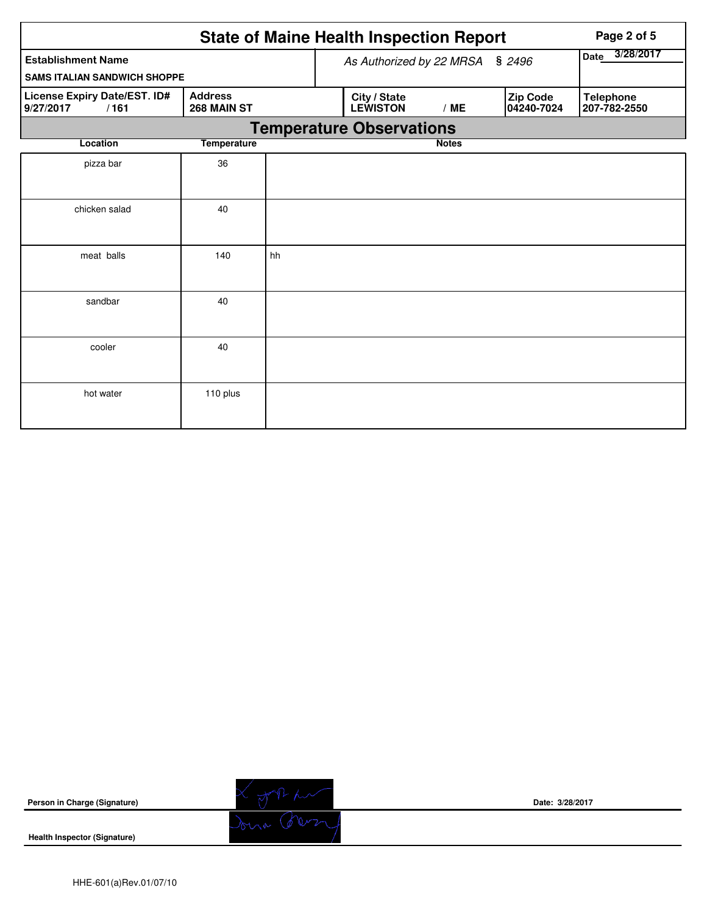# State of Maine Health Inspection Report

| Establishment Name | As Authorized by 22 MRSA § 2496 | | | Date 3/28/2017 |
|---|---|---|---|---|
| SAMS ITALIAN SANDWICH SHOPPE | | | | |
| License Expiry Date/EST. ID# 9/27/2017 / 161 | Address 268 MAIN ST | City / State LEWISTON / ME | Zip Code 04240-7024 | Telephone 207-782-2550 |

## Temperature Observations

| Location | Temperature | Notes |
|---|---|---|
| pizza bar | 36 | |
| chicken salad | 40 | |
| meat balls | 140 | hh |
| sandbar | 40 | |
| cooler | 40 | |
| hot water | 110 plus | |

**Person in Charge (Signature)** Date: 3/28/2017

**Health Inspector (Signature)**

HHE-601(a)Rev.01/07/10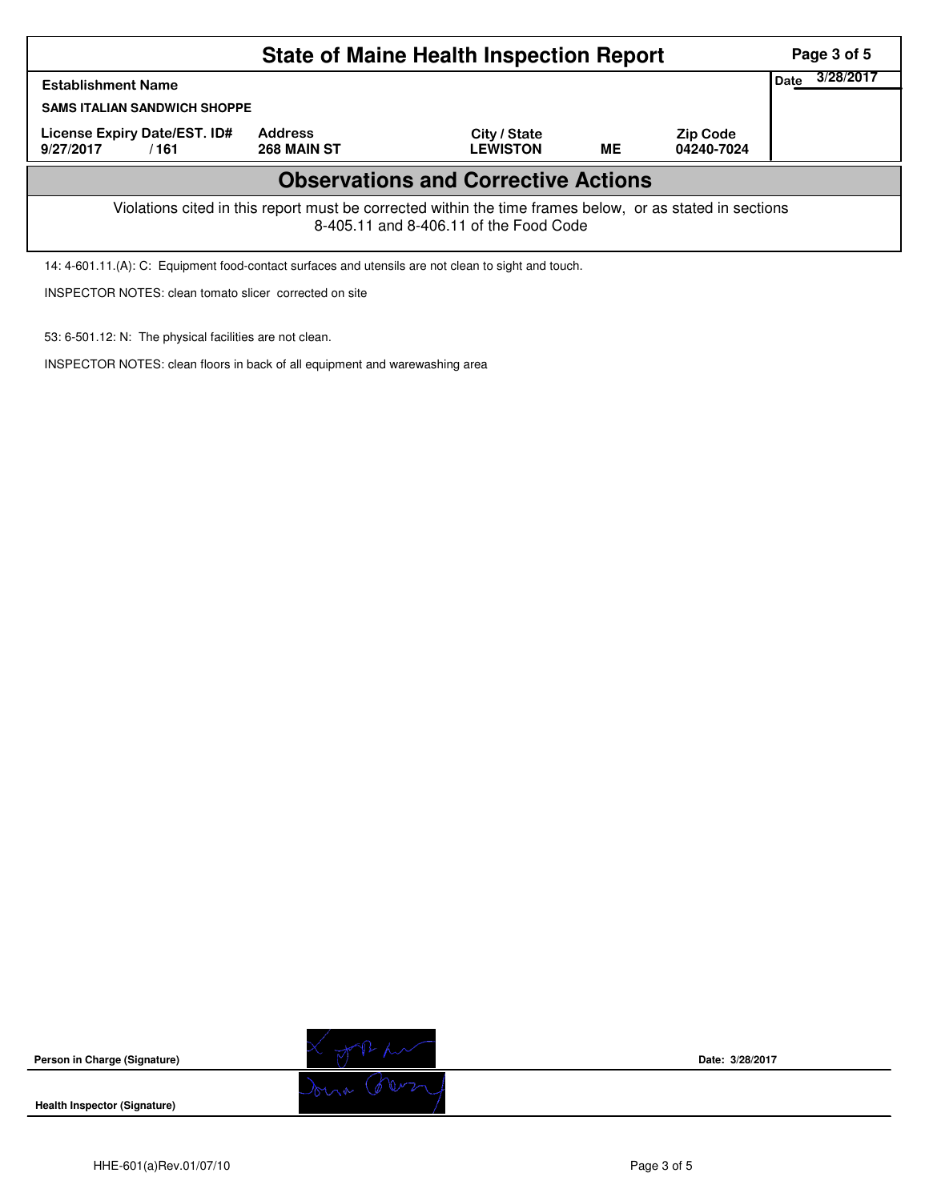# State of Maine Health Inspection Report

| Establishment Name | | | | | Date 3/28/2017 |
|---|---|---|---|---|---|
| SAMS ITALIAN SANDWICH SHOPPE | | | | | |
| License Expiry Date/EST. ID# | Address | City / State | | Zip Code | |
| 9/27/2017 / 161 | 268 MAIN ST | LEWISTON | ME | 04240-7024 | |

## Observations and Corrective Actions

Violations cited in this report must be corrected within the time frames below, or as stated in sections 8-405.11 and 8-406.11 of the Food Code

14: 4-601.11.(A): C: Equipment food-contact surfaces and utensils are not clean to sight and touch.

INSPECTOR NOTES: clean tomato slicer corrected on site

53: 6-501.12: N: The physical facilities are not clean.

INSPECTOR NOTES: clean floors in back of all equipment and warewashing area

**Person in Charge (Signature)** Date: 3/28/2017

**Health Inspector (Signature)**

HHE-601(a)Rev.01/07/10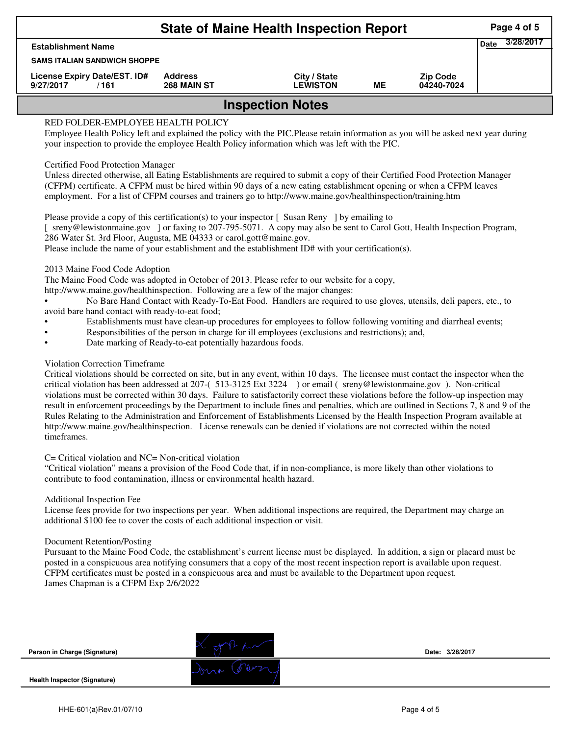# State of Maine Health Inspection Report

| Establishment Name | | | | | Date 3/28/2017 |
|---|---|---|---|---|---|
| SAMS ITALIAN SANDWICH SHOPPE | | | | | |
| License Expiry Date/EST. ID# | Address | City / State | | Zip Code | |
| 9/27/2017 / 161 | 268 MAIN ST | LEWISTON | ME | 04240-7024 | |

## Inspection Notes

RED FOLDER-EMPLOYEE HEALTH POLICY
Employee Health Policy left and explained the policy with the PIC.Please retain information as you will be asked next year during your inspection to provide the employee Health Policy information which was left with the PIC.

Certified Food Protection Manager
Unless directed otherwise, all Eating Establishments are required to submit a copy of their Certified Food Protection Manager (CFPM) certificate. A CFPM must be hired within 90 days of a new eating establishment opening or when a CFPM leaves employment. For a list of CFPM courses and trainers go to http://www.maine.gov/healthinspection/training.htm

Please provide a copy of this certification(s) to your inspector [ Susan Reny ] by emailing to [ sreny@lewistonmaine.gov ] or faxing to 207-795-5071. A copy may also be sent to Carol Gott, Health Inspection Program, 286 Water St. 3rd Floor, Augusta, ME 04333 or carol.gott@maine.gov.
Please include the name of your establishment and the establishment ID# with your certification(s).

2013 Maine Food Code Adoption
The Maine Food Code was adopted in October of 2013. Please refer to our website for a copy, http://www.maine.gov/healthinspection. Following are a few of the major changes:

- No Bare Hand Contact with Ready-To-Eat Food. Handlers are required to use gloves, utensils, deli papers, etc., to avoid bare hand contact with ready-to-eat food;
- Establishments must have clean-up procedures for employees to follow following vomiting and diarrheal events;
- Responsibilities of the person in charge for ill employees (exclusions and restrictions); and,
- Date marking of Ready-to-eat potentially hazardous foods.

Violation Correction Timeframe
Critical violations should be corrected on site, but in any event, within 10 days. The licensee must contact the inspector when the critical violation has been addressed at 207-( 513-3125 Ext 3224 ) or email ( sreny@lewistonmaine.gov ). Non-critical violations must be corrected within 30 days. Failure to satisfactorily correct these violations before the follow-up inspection may result in enforcement proceedings by the Department to include fines and penalties, which are outlined in Sections 7, 8 and 9 of the Rules Relating to the Administration and Enforcement of Establishments Licensed by the Health Inspection Program available at http://www.maine.gov/healthinspection. License renewals can be denied if violations are not corrected within the noted timeframes.

C= Critical violation and NC= Non-critical violation
"Critical violation" means a provision of the Food Code that, if in non-compliance, is more likely than other violations to contribute to food contamination, illness or environmental health hazard.

Additional Inspection Fee
License fees provide for two inspections per year. When additional inspections are required, the Department may charge an additional $100 fee to cover the costs of each additional inspection or visit.

Document Retention/Posting
Pursuant to the Maine Food Code, the establishment's current license must be displayed. In addition, a sign or placard must be posted in a conspicuous area notifying consumers that a copy of the most recent inspection report is available upon request. CFPM certificates must be posted in a conspicuous area and must be available to the Department upon request.
James Chapman is a CFPM Exp 2/6/2022

Person in Charge (Signature) Date: 3/28/2017

Health Inspector (Signature)

HHE-601(a)Rev.01/07/10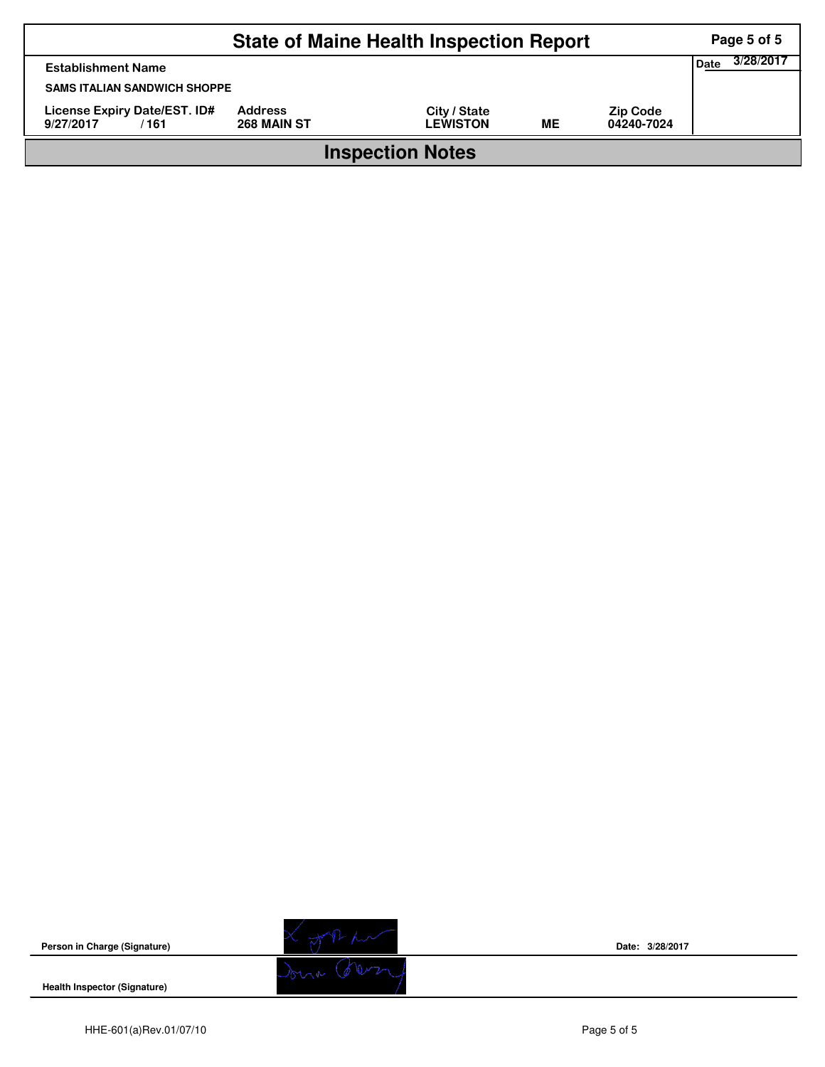# State of Maine Health Inspection Report

| Establishment Name | | | | | Date 3/28/2017 |
|---|---|---|---|---|---|
| SAMS ITALIAN SANDWICH SHOPPE | | | | | |
| License Expiry Date/EST. ID# | Address | City / State | | Zip Code | |
| 9/27/2017 / 161 | 268 MAIN ST | LEWISTON | ME | 04240-7024 | |

## Inspection Notes

Person in Charge (Signature) Date: 3/28/2017

Health Inspector (Signature)

HHE-601(a)Rev.01/07/10